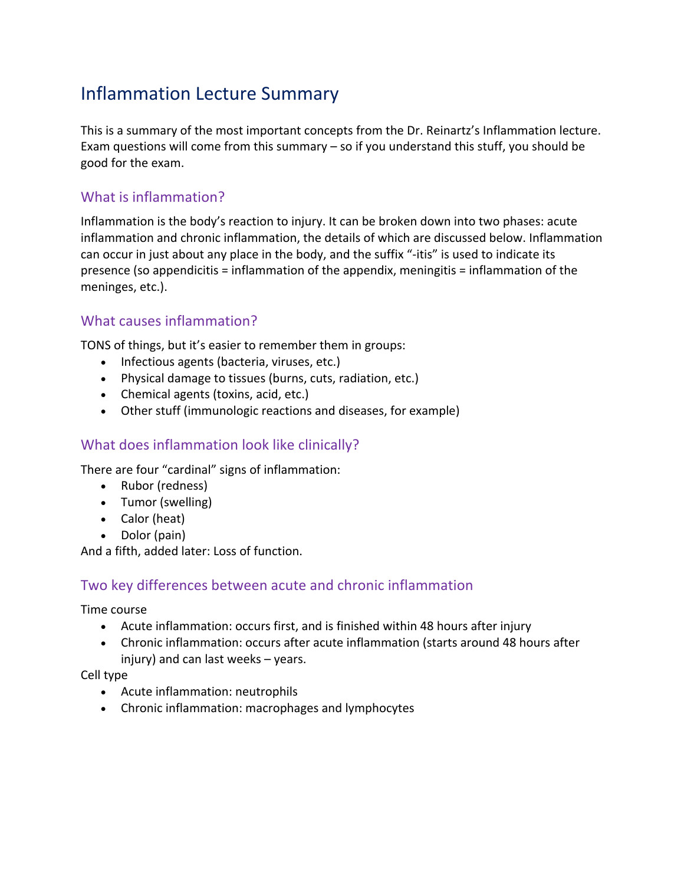# Inflammation Lecture Summary

This is a summary of the most important concepts from the Dr. Reinartz's Inflammation lecture. Exam questions will come from this summary – so if you understand this stuff, you should be good for the exam.

## What is inflammation?

Inflammation is the body's reaction to injury. It can be broken down into two phases: acute inflammation and chronic inflammation, the details of which are discussed below. Inflammation can occur in just about any place in the body, and the suffix "-itis" is used to indicate its presence (so appendicitis = inflammation of the appendix, meningitis = inflammation of the meninges, etc.).

## What causes inflammation?

TONS of things, but it's easier to remember them in groups:

- Infectious agents (bacteria, viruses, etc.)
- Physical damage to tissues (burns, cuts, radiation, etc.)
- Chemical agents (toxins, acid, etc.)
- Other stuff (immunologic reactions and diseases, for example)

## What does inflammation look like clinically?

There are four "cardinal" signs of inflammation:

- Rubor (redness)
- Tumor (swelling)
- Calor (heat)
- Dolor (pain)

And a fifth, added later: Loss of function.

## Two key differences between acute and chronic inflammation

Time course

- Acute inflammation: occurs first, and is finished within 48 hours after injury
- Chronic inflammation: occurs after acute inflammation (starts around 48 hours after injury) and can last weeks – years.

Cell type

- Acute inflammation: neutrophils
- Chronic inflammation: macrophages and lymphocytes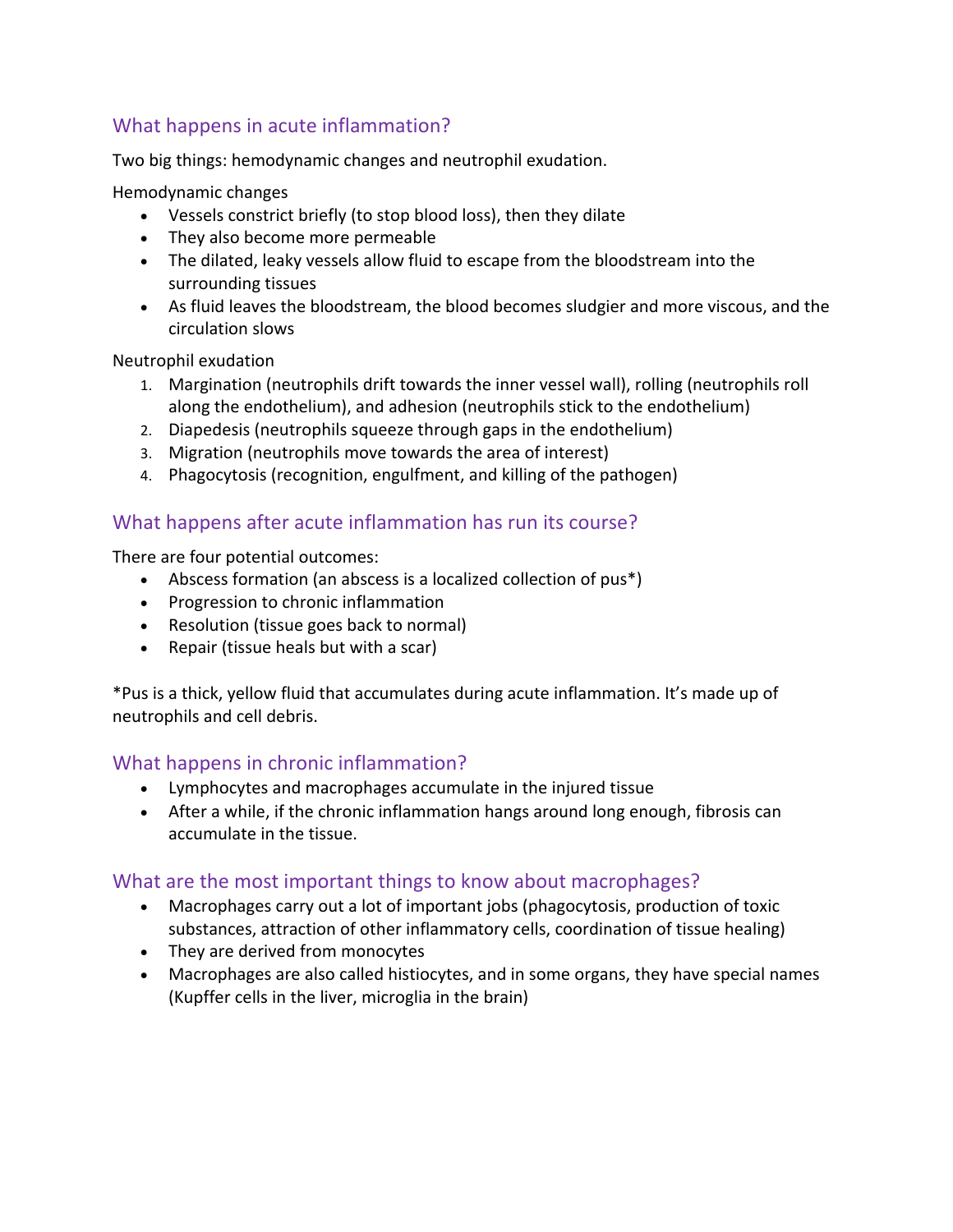## What happens in acute inflammation?

Two big things: hemodynamic changes and neutrophil exudation.

Hemodynamic changes

- Vessels constrict briefly (to stop blood loss), then they dilate
- They also become more permeable
- The dilated, leaky vessels allow fluid to escape from the bloodstream into the surrounding tissues
- As fluid leaves the bloodstream, the blood becomes sludgier and more viscous, and the circulation slows

Neutrophil exudation

1. Margination (neutrophils drift towards the inner vessel wall), rolling (neutrophils roll along the endothelium), and adhesion (neutrophils stick to the endothelium)
2. Diapedesis (neutrophils squeeze through gaps in the endothelium)
3. Migration (neutrophils move towards the area of interest)
4. Phagocytosis (recognition, engulfment, and killing of the pathogen)

## What happens after acute inflammation has run its course?

There are four potential outcomes:

- Abscess formation (an abscess is a localized collection of pus*)
- Progression to chronic inflammation
- Resolution (tissue goes back to normal)
- Repair (tissue heals but with a scar)

*Pus is a thick, yellow fluid that accumulates during acute inflammation. It's made up of neutrophils and cell debris.

## What happens in chronic inflammation?

- Lymphocytes and macrophages accumulate in the injured tissue
- After a while, if the chronic inflammation hangs around long enough, fibrosis can accumulate in the tissue.

## What are the most important things to know about macrophages?

- Macrophages carry out a lot of important jobs (phagocytosis, production of toxic substances, attraction of other inflammatory cells, coordination of tissue healing)
- They are derived from monocytes
- Macrophages are also called histiocytes, and in some organs, they have special names (Kupffer cells in the liver, microglia in the brain)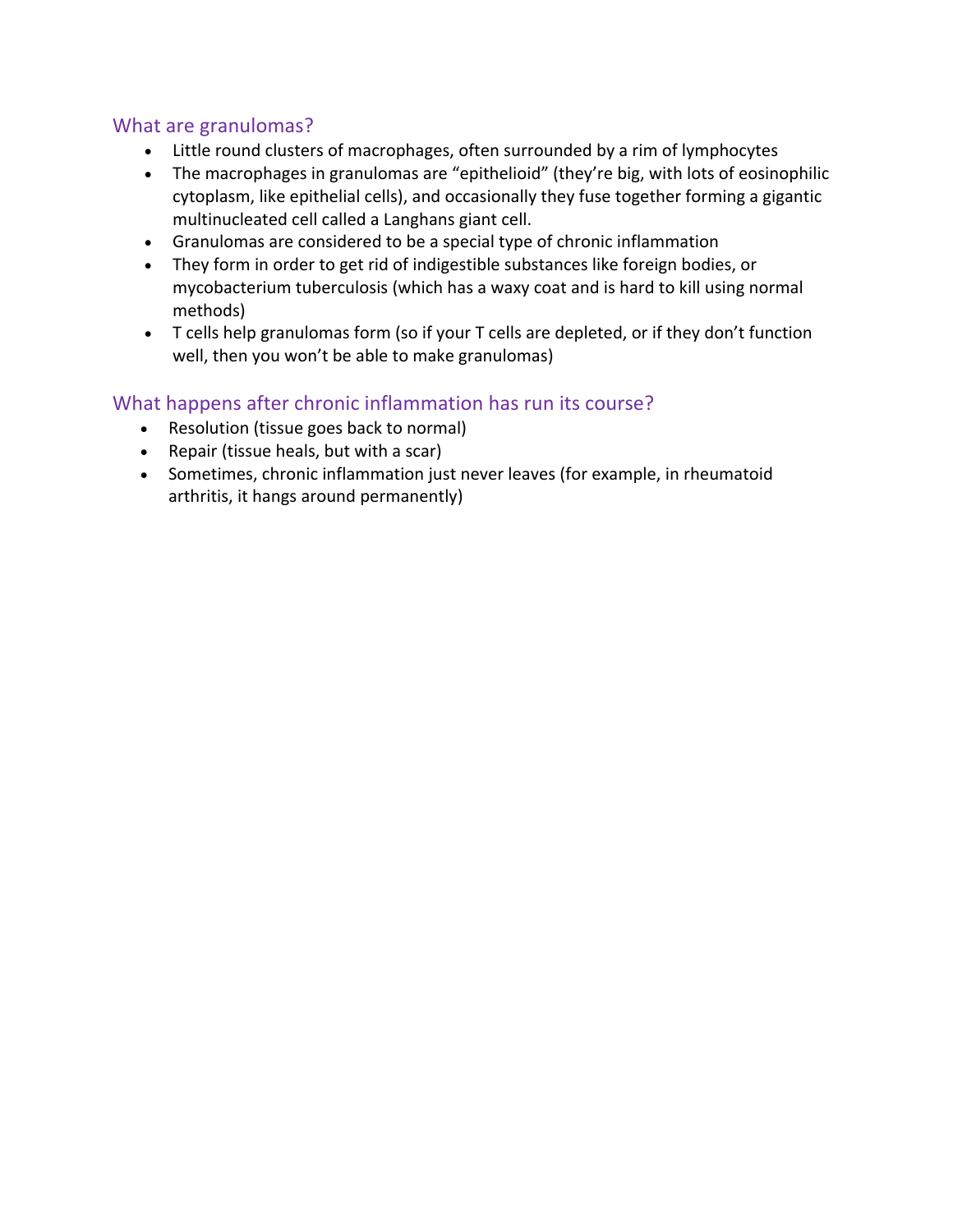## What are granulomas?

- Little round clusters of macrophages, often surrounded by a rim of lymphocytes
- The macrophages in granulomas are "epithelioid" (they're big, with lots of eosinophilic cytoplasm, like epithelial cells), and occasionally they fuse together forming a gigantic multinucleated cell called a Langhans giant cell.
- Granulomas are considered to be a special type of chronic inflammation
- They form in order to get rid of indigestible substances like foreign bodies, or mycobacterium tuberculosis (which has a waxy coat and is hard to kill using normal methods)
- T cells help granulomas form (so if your T cells are depleted, or if they don't function well, then you won't be able to make granulomas)

## What happens after chronic inflammation has run its course?

- Resolution (tissue goes back to normal)
- Repair (tissue heals, but with a scar)
- Sometimes, chronic inflammation just never leaves (for example, in rheumatoid arthritis, it hangs around permanently)